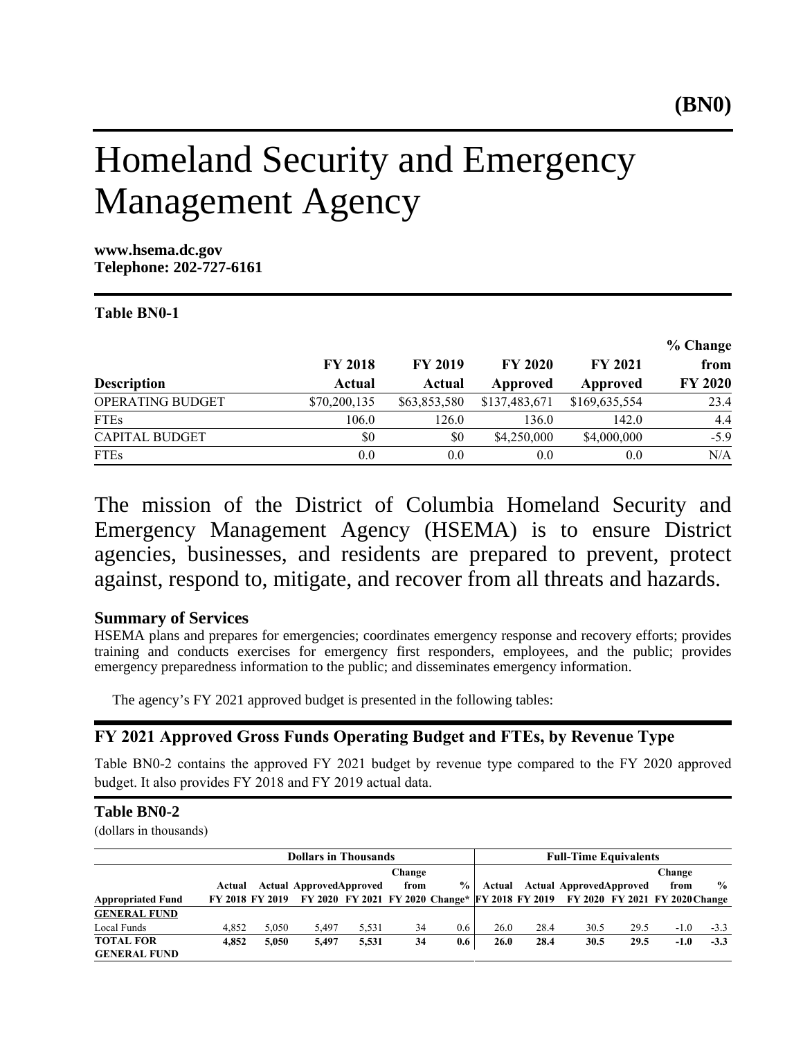**(BN0)**

# Homeland Security and Emergency Management Agency

**www.hsema.dc.gov**
**Telephone: 202-727-6161**

**Table BN0-1**

| Description | FY 2018 Actual | FY 2019 Actual | FY 2020 Approved | FY 2021 Approved | % Change from FY 2020 |
|---|---|---|---|---|---|
| OPERATING BUDGET | $70,200,135 | $63,853,580 | $137,483,671 | $169,635,554 | 23.4 |
| FTEs | 106.0 | 126.0 | 136.0 | 142.0 | 4.4 |
| CAPITAL BUDGET | $0 | $0 | $4,250,000 | $4,000,000 | -5.9 |
| FTEs | 0.0 | 0.0 | 0.0 | 0.0 | N/A |

The mission of the District of Columbia Homeland Security and Emergency Management Agency (HSEMA) is to ensure District agencies, businesses, and residents are prepared to prevent, protect against, respond to, mitigate, and recover from all threats and hazards.

### Summary of Services

HSEMA plans and prepares for emergencies; coordinates emergency response and recovery efforts; provides training and conducts exercises for emergency first responders, employees, and the public; provides emergency preparedness information to the public; and disseminates emergency information.

The agency's FY 2021 approved budget is presented in the following tables:

## FY 2021 Approved Gross Funds Operating Budget and FTEs, by Revenue Type

Table BN0-2 contains the approved FY 2021 budget by revenue type compared to the FY 2020 approved budget. It also provides FY 2018 and FY 2019 actual data.

**Table BN0-2**
(dollars in thousands)

| | Dollars in Thousands | | | | | | Full-Time Equivalents | | | | | |
|---|---|---|---|---|---|---|---|---|---|---|---|---|
| Appropriated Fund | Actual FY 2018 | Actual FY 2019 | Approved FY 2020 | Approved FY 2021 | Change from FY 2020 | % Change* | Actual FY 2018 | Actual FY 2019 | Approved FY 2020 | Approved FY 2021 | Change from FY 2020 | % Change |
| **GENERAL FUND** | | | | | | | | | | | | |
| Local Funds | 4,852 | 5,050 | 5,497 | 5,531 | 34 | 0.6 | 26.0 | 28.4 | 30.5 | 29.5 | -1.0 | -3.3 |
| **TOTAL FOR GENERAL FUND** | **4,852** | **5,050** | **5,497** | **5,531** | **34** | **0.6** | **26.0** | **28.4** | **30.5** | **29.5** | **-1.0** | **-3.3** |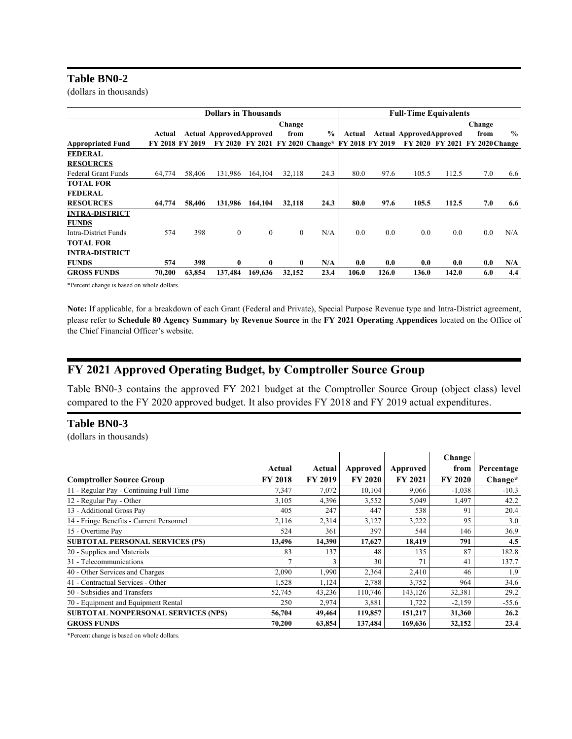### Table BN0-2

(dollars in thousands)

| | Dollars in Thousands | | | | | | Full-Time Equivalents | | | | | |
|---|---|---|---|---|---|---|---|---|---|---|---|---|
| **Appropriated Fund** | Actual FY 2018 | Actual FY 2019 | Approved FY 2020 | Approved FY 2021 | Change from FY 2020 | % Change* | Actual FY 2018 | Actual FY 2019 | Approved FY 2020 | Approved FY 2021 | Change from FY 2020 | % Change |
| **FEDERAL RESOURCES** | | | | | | | | | | | | |
| Federal Grant Funds | 64,774 | 58,406 | 131,986 | 164,104 | 32,118 | 24.3 | 80.0 | 97.6 | 105.5 | 112.5 | 7.0 | 6.6 |
| **TOTAL FOR FEDERAL RESOURCES** | **64,774** | **58,406** | **131,986** | **164,104** | **32,118** | **24.3** | **80.0** | **97.6** | **105.5** | **112.5** | **7.0** | **6.6** |
| **INTRA-DISTRICT FUNDS** | | | | | | | | | | | | |
| Intra-District Funds | 574 | 398 | 0 | 0 | 0 | N/A | 0.0 | 0.0 | 0.0 | 0.0 | 0.0 | N/A |
| **TOTAL FOR INTRA-DISTRICT FUNDS** | **574** | **398** | **0** | **0** | **0** | **N/A** | **0.0** | **0.0** | **0.0** | **0.0** | **0.0** | **N/A** |
| **GROSS FUNDS** | **70,200** | **63,854** | **137,484** | **169,636** | **32,152** | **23.4** | **106.0** | **126.0** | **136.0** | **142.0** | **6.0** | **4.4** |

*Percent change is based on whole dollars.

**Note:** If applicable, for a breakdown of each Grant (Federal and Private), Special Purpose Revenue type and Intra-District agreement, please refer to **Schedule 80 Agency Summary by Revenue Source** in the **FY 2021 Operating Appendices** located on the Office of the Chief Financial Officer's website.

## FY 2021 Approved Operating Budget, by Comptroller Source Group

Table BN0-3 contains the approved FY 2021 budget at the Comptroller Source Group (object class) level compared to the FY 2020 approved budget. It also provides FY 2018 and FY 2019 actual expenditures.

### Table BN0-3

(dollars in thousands)

| Comptroller Source Group | Actual FY 2018 | Actual FY 2019 | Approved FY 2020 | Approved FY 2021 | Change from FY 2020 | Percentage Change* |
|---|---|---|---|---|---|---|
| 11 - Regular Pay - Continuing Full Time | 7,347 | 7,072 | 10,104 | 9,066 | -1,038 | -10.3 |
| 12 - Regular Pay - Other | 3,105 | 4,396 | 3,552 | 5,049 | 1,497 | 42.2 |
| 13 - Additional Gross Pay | 405 | 247 | 447 | 538 | 91 | 20.4 |
| 14 - Fringe Benefits - Current Personnel | 2,116 | 2,314 | 3,127 | 3,222 | 95 | 3.0 |
| 15 - Overtime Pay | 524 | 361 | 397 | 544 | 146 | 36.9 |
| **SUBTOTAL PERSONAL SERVICES (PS)** | **13,496** | **14,390** | **17,627** | **18,419** | **791** | **4.5** |
| 20 - Supplies and Materials | 83 | 137 | 48 | 135 | 87 | 182.8 |
| 31 - Telecommunications | 7 | 3 | 30 | 71 | 41 | 137.7 |
| 40 - Other Services and Charges | 2,090 | 1,990 | 2,364 | 2,410 | 46 | 1.9 |
| 41 - Contractual Services - Other | 1,528 | 1,124 | 2,788 | 3,752 | 964 | 34.6 |
| 50 - Subsidies and Transfers | 52,745 | 43,236 | 110,746 | 143,126 | 32,381 | 29.2 |
| 70 - Equipment and Equipment Rental | 250 | 2,974 | 3,881 | 1,722 | -2,159 | -55.6 |
| **SUBTOTAL NONPERSONAL SERVICES (NPS)** | **56,704** | **49,464** | **119,857** | **151,217** | **31,360** | **26.2** |
| **GROSS FUNDS** | **70,200** | **63,854** | **137,484** | **169,636** | **32,152** | **23.4** |

*Percent change is based on whole dollars.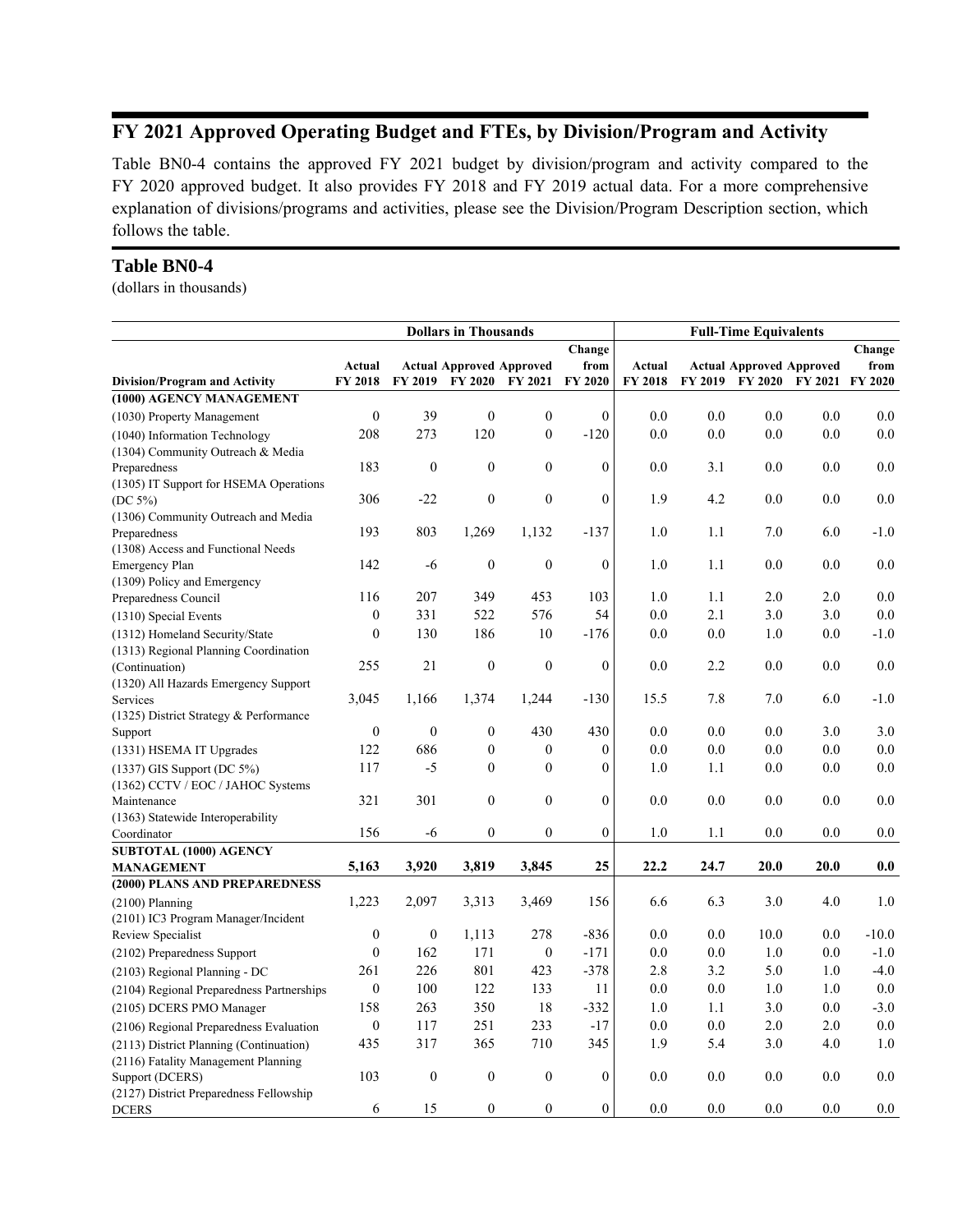## FY 2021 Approved Operating Budget and FTEs, by Division/Program and Activity

Table BN0-4 contains the approved FY 2021 budget by division/program and activity compared to the FY 2020 approved budget. It also provides FY 2018 and FY 2019 actual data. For a more comprehensive explanation of divisions/programs and activities, please see the Division/Program Description section, which follows the table.

### Table BN0-4

(dollars in thousands)

| | Dollars in Thousands | | | | | Full-Time Equivalents | | | | |
|---|---|---|---|---|---|---|---|---|---|---|
| Division/Program and Activity | Actual FY 2018 | Actual FY 2019 | Approved FY 2020 | Approved FY 2021 | Change from FY 2020 | Actual FY 2018 | Actual FY 2019 | Approved FY 2020 | Approved FY 2021 | Change from FY 2020 |
| **(1000) AGENCY MANAGEMENT** | | | | | | | | | | |
| (1030) Property Management | 0 | 39 | 0 | 0 | 0 | 0.0 | 0.0 | 0.0 | 0.0 | 0.0 |
| (1040) Information Technology | 208 | 273 | 120 | 0 | -120 | 0.0 | 0.0 | 0.0 | 0.0 | 0.0 |
| (1304) Community Outreach & Media Preparedness | 183 | 0 | 0 | 0 | 0 | 0.0 | 3.1 | 0.0 | 0.0 | 0.0 |
| (1305) IT Support for HSEMA Operations (DC 5%) | 306 | -22 | 0 | 0 | 0 | 1.9 | 4.2 | 0.0 | 0.0 | 0.0 |
| (1306) Community Outreach and Media Preparedness | 193 | 803 | 1,269 | 1,132 | -137 | 1.0 | 1.1 | 7.0 | 6.0 | -1.0 |
| (1308) Access and Functional Needs Emergency Plan | 142 | -6 | 0 | 0 | 0 | 1.0 | 1.1 | 0.0 | 0.0 | 0.0 |
| (1309) Policy and Emergency Preparedness Council | 116 | 207 | 349 | 453 | 103 | 1.0 | 1.1 | 2.0 | 2.0 | 0.0 |
| (1310) Special Events | 0 | 331 | 522 | 576 | 54 | 0.0 | 2.1 | 3.0 | 3.0 | 0.0 |
| (1312) Homeland Security/State | 0 | 130 | 186 | 10 | -176 | 0.0 | 0.0 | 1.0 | 0.0 | -1.0 |
| (1313) Regional Planning Coordination (Continuation) | 255 | 21 | 0 | 0 | 0 | 0.0 | 2.2 | 0.0 | 0.0 | 0.0 |
| (1320) All Hazards Emergency Support Services | 3,045 | 1,166 | 1,374 | 1,244 | -130 | 15.5 | 7.8 | 7.0 | 6.0 | -1.0 |
| (1325) District Strategy & Performance Support | 0 | 0 | 0 | 430 | 430 | 0.0 | 0.0 | 0.0 | 3.0 | 3.0 |
| (1331) HSEMA IT Upgrades | 122 | 686 | 0 | 0 | 0 | 0.0 | 0.0 | 0.0 | 0.0 | 0.0 |
| (1337) GIS Support (DC 5%) | 117 | -5 | 0 | 0 | 0 | 1.0 | 1.1 | 0.0 | 0.0 | 0.0 |
| (1362) CCTV / EOC / JAHOC Systems Maintenance | 321 | 301 | 0 | 0 | 0 | 0.0 | 0.0 | 0.0 | 0.0 | 0.0 |
| (1363) Statewide Interoperability Coordinator | 156 | -6 | 0 | 0 | 0 | 1.0 | 1.1 | 0.0 | 0.0 | 0.0 |
| **SUBTOTAL (1000) AGENCY MANAGEMENT** | **5,163** | **3,920** | **3,819** | **3,845** | **25** | **22.2** | **24.7** | **20.0** | **20.0** | **0.0** |
| **(2000) PLANS AND PREPAREDNESS** | | | | | | | | | | |
| (2100) Planning | 1,223 | 2,097 | 3,313 | 3,469 | 156 | 6.6 | 6.3 | 3.0 | 4.0 | 1.0 |
| (2101) IC3 Program Manager/Incident Review Specialist | 0 | 0 | 1,113 | 278 | -836 | 0.0 | 0.0 | 10.0 | 0.0 | -10.0 |
| (2102) Preparedness Support | 0 | 162 | 171 | 0 | -171 | 0.0 | 0.0 | 1.0 | 0.0 | -1.0 |
| (2103) Regional Planning - DC | 261 | 226 | 801 | 423 | -378 | 2.8 | 3.2 | 5.0 | 1.0 | -4.0 |
| (2104) Regional Preparedness Partnerships | 0 | 100 | 122 | 133 | 11 | 0.0 | 0.0 | 1.0 | 1.0 | 0.0 |
| (2105) DCERS PMO Manager | 158 | 263 | 350 | 18 | -332 | 1.0 | 1.1 | 3.0 | 0.0 | -3.0 |
| (2106) Regional Preparedness Evaluation | 0 | 117 | 251 | 233 | -17 | 0.0 | 0.0 | 2.0 | 2.0 | 0.0 |
| (2113) District Planning (Continuation) | 435 | 317 | 365 | 710 | 345 | 1.9 | 5.4 | 3.0 | 4.0 | 1.0 |
| (2116) Fatality Management Planning Support (DCERS) | 103 | 0 | 0 | 0 | 0 | 0.0 | 0.0 | 0.0 | 0.0 | 0.0 |
| (2127) District Preparedness Fellowship DCERS | 6 | 15 | 0 | 0 | 0 | 0.0 | 0.0 | 0.0 | 0.0 | 0.0 |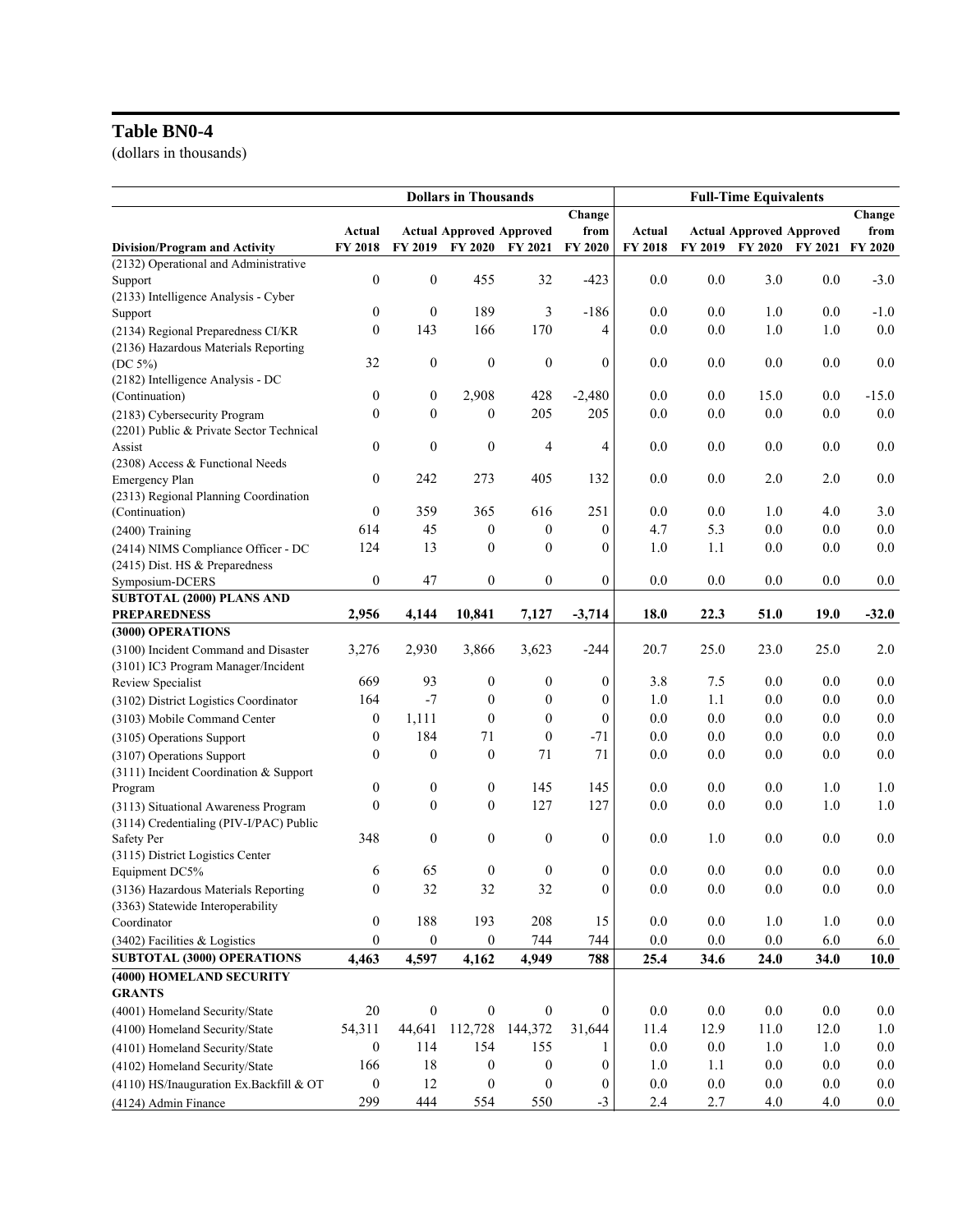## Table BN0-4

(dollars in thousands)

| Division/Program and Activity | Dollars in Thousands | | | | | Full-Time Equivalents | | | | |
|---|---|---|---|---|---|---|---|---|---|---|
| | Actual FY 2018 | Actual FY 2019 | Approved FY 2020 | Approved FY 2021 | Change from FY 2020 | Actual FY 2018 | Actual FY 2019 | Approved FY 2020 | Approved FY 2021 | Change from FY 2020 |
| (2132) Operational and Administrative Support | 0 | 0 | 455 | 32 | -423 | 0.0 | 0.0 | 3.0 | 0.0 | -3.0 |
| (2133) Intelligence Analysis - Cyber Support | 0 | 0 | 189 | 3 | -186 | 0.0 | 0.0 | 1.0 | 0.0 | -1.0 |
| (2134) Regional Preparedness CI/KR | 0 | 143 | 166 | 170 | 4 | 0.0 | 0.0 | 1.0 | 1.0 | 0.0 |
| (2136) Hazardous Materials Reporting (DC 5%) | 32 | 0 | 0 | 0 | 0 | 0.0 | 0.0 | 0.0 | 0.0 | 0.0 |
| (2182) Intelligence Analysis - DC (Continuation) | 0 | 0 | 2,908 | 428 | -2,480 | 0.0 | 0.0 | 15.0 | 0.0 | -15.0 |
| (2183) Cybersecurity Program | 0 | 0 | 0 | 205 | 205 | 0.0 | 0.0 | 0.0 | 0.0 | 0.0 |
| (2201) Public & Private Sector Technical Assist | 0 | 0 | 0 | 4 | 4 | 0.0 | 0.0 | 0.0 | 0.0 | 0.0 |
| (2308) Access & Functional Needs Emergency Plan | 0 | 242 | 273 | 405 | 132 | 0.0 | 0.0 | 2.0 | 2.0 | 0.0 |
| (2313) Regional Planning Coordination (Continuation) | 0 | 359 | 365 | 616 | 251 | 0.0 | 0.0 | 1.0 | 4.0 | 3.0 |
| (2400) Training | 614 | 45 | 0 | 0 | 0 | 4.7 | 5.3 | 0.0 | 0.0 | 0.0 |
| (2414) NIMS Compliance Officer - DC | 124 | 13 | 0 | 0 | 0 | 1.0 | 1.1 | 0.0 | 0.0 | 0.0 |
| (2415) Dist. HS & Preparedness Symposium-DCERS | 0 | 47 | 0 | 0 | 0 | 0.0 | 0.0 | 0.0 | 0.0 | 0.0 |
| **SUBTOTAL (2000) PLANS AND PREPAREDNESS** | **2,956** | **4,144** | **10,841** | **7,127** | **-3,714** | **18.0** | **22.3** | **51.0** | **19.0** | **-32.0** |
| **(3000) OPERATIONS** | | | | | | | | | | |
| (3100) Incident Command and Disaster | 3,276 | 2,930 | 3,866 | 3,623 | -244 | 20.7 | 25.0 | 23.0 | 25.0 | 2.0 |
| (3101) IC3 Program Manager/Incident Review Specialist | 669 | 93 | 0 | 0 | 0 | 3.8 | 7.5 | 0.0 | 0.0 | 0.0 |
| (3102) District Logistics Coordinator | 164 | -7 | 0 | 0 | 0 | 1.0 | 1.1 | 0.0 | 0.0 | 0.0 |
| (3103) Mobile Command Center | 0 | 1,111 | 0 | 0 | 0 | 0.0 | 0.0 | 0.0 | 0.0 | 0.0 |
| (3105) Operations Support | 0 | 184 | 71 | 0 | -71 | 0.0 | 0.0 | 0.0 | 0.0 | 0.0 |
| (3107) Operations Support | 0 | 0 | 0 | 71 | 71 | 0.0 | 0.0 | 0.0 | 0.0 | 0.0 |
| (3111) Incident Coordination & Support Program | 0 | 0 | 0 | 145 | 145 | 0.0 | 0.0 | 0.0 | 1.0 | 1.0 |
| (3113) Situational Awareness Program | 0 | 0 | 0 | 127 | 127 | 0.0 | 0.0 | 0.0 | 1.0 | 1.0 |
| (3114) Credentialing (PIV-I/PAC) Public Safety Per | 348 | 0 | 0 | 0 | 0 | 0.0 | 1.0 | 0.0 | 0.0 | 0.0 |
| (3115) District Logistics Center Equipment DC5% | 6 | 65 | 0 | 0 | 0 | 0.0 | 0.0 | 0.0 | 0.0 | 0.0 |
| (3136) Hazardous Materials Reporting | 0 | 32 | 32 | 32 | 0 | 0.0 | 0.0 | 0.0 | 0.0 | 0.0 |
| (3363) Statewide Interoperability Coordinator | 0 | 188 | 193 | 208 | 15 | 0.0 | 0.0 | 1.0 | 1.0 | 0.0 |
| (3402) Facilities & Logistics | 0 | 0 | 0 | 744 | 744 | 0.0 | 0.0 | 0.0 | 6.0 | 6.0 |
| **SUBTOTAL (3000) OPERATIONS** | **4,463** | **4,597** | **4,162** | **4,949** | **788** | **25.4** | **34.6** | **24.0** | **34.0** | **10.0** |
| **(4000) HOMELAND SECURITY GRANTS** | | | | | | | | | | |
| (4001) Homeland Security/State | 20 | 0 | 0 | 0 | 0 | 0.0 | 0.0 | 0.0 | 0.0 | 0.0 |
| (4100) Homeland Security/State | 54,311 | 44,641 | 112,728 | 144,372 | 31,644 | 11.4 | 12.9 | 11.0 | 12.0 | 1.0 |
| (4101) Homeland Security/State | 0 | 114 | 154 | 155 | 1 | 0.0 | 0.0 | 1.0 | 1.0 | 0.0 |
| (4102) Homeland Security/State | 166 | 18 | 0 | 0 | 0 | 1.0 | 1.1 | 0.0 | 0.0 | 0.0 |
| (4110) HS/Inauguration Ex.Backfill & OT | 0 | 12 | 0 | 0 | 0 | 0.0 | 0.0 | 0.0 | 0.0 | 0.0 |
| (4124) Admin Finance | 299 | 444 | 554 | 550 | -3 | 2.4 | 2.7 | 4.0 | 4.0 | 0.0 |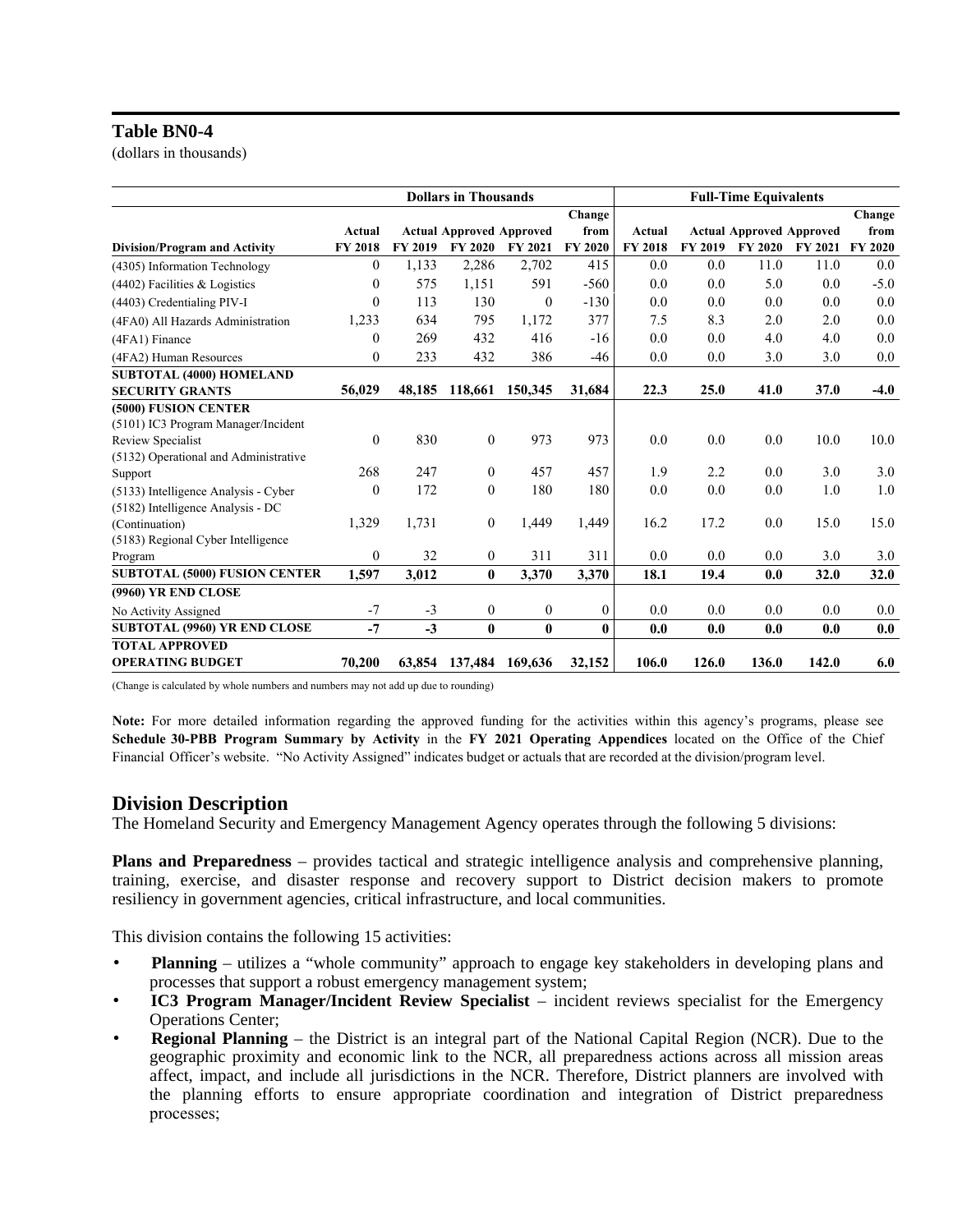## Table BN0-4

(dollars in thousands)

| | Dollars in Thousands | | | | | Full-Time Equivalents | | | | |
|---|---|---|---|---|---|---|---|---|---|---|
| **Division/Program and Activity** | **Actual FY 2018** | **Actual FY 2019** | **Approved FY 2020** | **Approved FY 2021** | **Change from FY 2020** | **Actual FY 2018** | **Actual FY 2019** | **Approved FY 2020** | **Approved FY 2021** | **Change from FY 2020** |
| (4305) Information Technology | 0 | 1,133 | 2,286 | 2,702 | 415 | 0.0 | 0.0 | 11.0 | 11.0 | 0.0 |
| (4402) Facilities & Logistics | 0 | 575 | 1,151 | 591 | -560 | 0.0 | 0.0 | 5.0 | 0.0 | -5.0 |
| (4403) Credentialing PIV-I | 0 | 113 | 130 | 0 | -130 | 0.0 | 0.0 | 0.0 | 0.0 | 0.0 |
| (4FA0) All Hazards Administration | 1,233 | 634 | 795 | 1,172 | 377 | 7.5 | 8.3 | 2.0 | 2.0 | 0.0 |
| (4FA1) Finance | 0 | 269 | 432 | 416 | -16 | 0.0 | 0.0 | 4.0 | 4.0 | 0.0 |
| (4FA2) Human Resources | 0 | 233 | 432 | 386 | -46 | 0.0 | 0.0 | 3.0 | 3.0 | 0.0 |
| **SUBTOTAL (4000) HOMELAND SECURITY GRANTS** | **56,029** | **48,185** | **118,661** | **150,345** | **31,684** | **22.3** | **25.0** | **41.0** | **37.0** | **-4.0** |
| **(5000) FUSION CENTER** | | | | | | | | | | |
| (5101) IC3 Program Manager/Incident Review Specialist | 0 | 830 | 0 | 973 | 973 | 0.0 | 0.0 | 0.0 | 10.0 | 10.0 |
| (5132) Operational and Administrative Support | 268 | 247 | 0 | 457 | 457 | 1.9 | 2.2 | 0.0 | 3.0 | 3.0 |
| (5133) Intelligence Analysis - Cyber | 0 | 172 | 0 | 180 | 180 | 0.0 | 0.0 | 0.0 | 1.0 | 1.0 |
| (5182) Intelligence Analysis - DC (Continuation) | 1,329 | 1,731 | 0 | 1,449 | 1,449 | 16.2 | 17.2 | 0.0 | 15.0 | 15.0 |
| (5183) Regional Cyber Intelligence Program | 0 | 32 | 0 | 311 | 311 | 0.0 | 0.0 | 0.0 | 3.0 | 3.0 |
| **SUBTOTAL (5000) FUSION CENTER** | **1,597** | **3,012** | **0** | **3,370** | **3,370** | **18.1** | **19.4** | **0.0** | **32.0** | **32.0** |
| **(9960) YR END CLOSE** | | | | | | | | | | |
| No Activity Assigned | -7 | -3 | 0 | 0 | 0 | 0.0 | 0.0 | 0.0 | 0.0 | 0.0 |
| **SUBTOTAL (9960) YR END CLOSE** | **-7** | **-3** | **0** | **0** | **0** | **0.0** | **0.0** | **0.0** | **0.0** | **0.0** |
| **TOTAL APPROVED OPERATING BUDGET** | **70,200** | **63,854** | **137,484** | **169,636** | **32,152** | **106.0** | **126.0** | **136.0** | **142.0** | **6.0** |

(Change is calculated by whole numbers and numbers may not add up due to rounding)

**Note:** For more detailed information regarding the approved funding for the activities within this agency's programs, please see **Schedule 30-PBB Program Summary by Activity** in the **FY 2021 Operating Appendices** located on the Office of the Chief Financial Officer's website. "No Activity Assigned" indicates budget or actuals that are recorded at the division/program level.

## Division Description

The Homeland Security and Emergency Management Agency operates through the following 5 divisions:

**Plans and Preparedness** – provides tactical and strategic intelligence analysis and comprehensive planning, training, exercise, and disaster response and recovery support to District decision makers to promote resiliency in government agencies, critical infrastructure, and local communities.

This division contains the following 15 activities:

- **Planning** – utilizes a "whole community" approach to engage key stakeholders in developing plans and processes that support a robust emergency management system;
- **IC3 Program Manager/Incident Review Specialist** – incident reviews specialist for the Emergency Operations Center;
- **Regional Planning** – the District is an integral part of the National Capital Region (NCR). Due to the geographic proximity and economic link to the NCR, all preparedness actions across all mission areas affect, impact, and include all jurisdictions in the NCR. Therefore, District planners are involved with the planning efforts to ensure appropriate coordination and integration of District preparedness processes;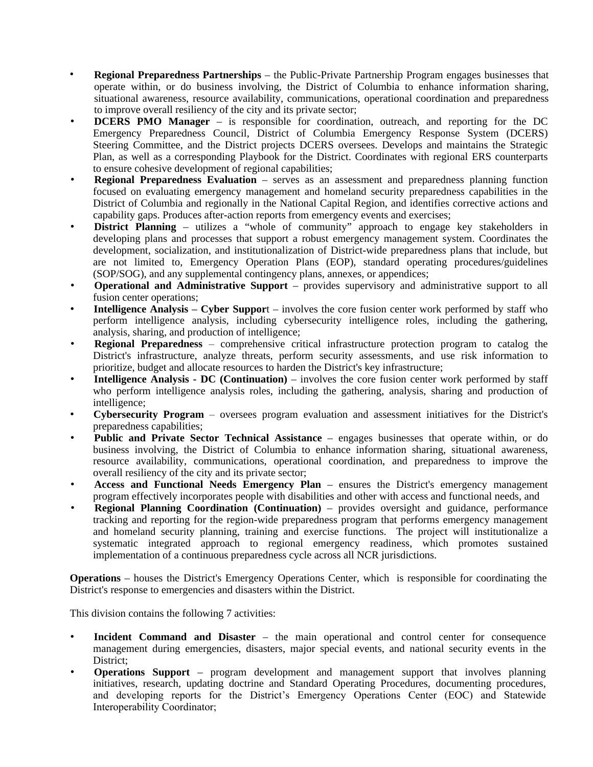- **Regional Preparedness Partnerships** – the Public-Private Partnership Program engages businesses that operate within, or do business involving, the District of Columbia to enhance information sharing, situational awareness, resource availability, communications, operational coordination and preparedness to improve overall resiliency of the city and its private sector;
- **DCERS PMO Manager** – is responsible for coordination, outreach, and reporting for the DC Emergency Preparedness Council, District of Columbia Emergency Response System (DCERS) Steering Committee, and the District projects DCERS oversees. Develops and maintains the Strategic Plan, as well as a corresponding Playbook for the District. Coordinates with regional ERS counterparts to ensure cohesive development of regional capabilities;
- **Regional Preparedness Evaluation** – serves as an assessment and preparedness planning function focused on evaluating emergency management and homeland security preparedness capabilities in the District of Columbia and regionally in the National Capital Region, and identifies corrective actions and capability gaps. Produces after-action reports from emergency events and exercises;
- **District Planning** – utilizes a "whole of community" approach to engage key stakeholders in developing plans and processes that support a robust emergency management system. Coordinates the development, socialization, and institutionalization of District-wide preparedness plans that include, but are not limited to, Emergency Operation Plans (EOP), standard operating procedures/guidelines (SOP/SOG), and any supplemental contingency plans, annexes, or appendices;
- **Operational and Administrative Support** – provides supervisory and administrative support to all fusion center operations;
- **Intelligence Analysis – Cyber Suppor**t – involves the core fusion center work performed by staff who perform intelligence analysis, including cybersecurity intelligence roles, including the gathering, analysis, sharing, and production of intelligence;
- **Regional Preparedness** – comprehensive critical infrastructure protection program to catalog the District's infrastructure, analyze threats, perform security assessments, and use risk information to prioritize, budget and allocate resources to harden the District's key infrastructure;
- **Intelligence Analysis - DC (Continuation)** – involves the core fusion center work performed by staff who perform intelligence analysis roles, including the gathering, analysis, sharing and production of intelligence;
- **Cybersecurity Program** – oversees program evaluation and assessment initiatives for the District's preparedness capabilities;
- **Public and Private Sector Technical Assistance** – engages businesses that operate within, or do business involving, the District of Columbia to enhance information sharing, situational awareness, resource availability, communications, operational coordination, and preparedness to improve the overall resiliency of the city and its private sector;
- **Access and Functional Needs Emergency Plan** – ensures the District's emergency management program effectively incorporates people with disabilities and other with access and functional needs, and
- **Regional Planning Coordination (Continuation)** – provides oversight and guidance, performance tracking and reporting for the region-wide preparedness program that performs emergency management and homeland security planning, training and exercise functions. The project will institutionalize a systematic integrated approach to regional emergency readiness, which promotes sustained implementation of a continuous preparedness cycle across all NCR jurisdictions.

**Operations** – houses the District's Emergency Operations Center, which is responsible for coordinating the District's response to emergencies and disasters within the District.

This division contains the following 7 activities:

- **Incident Command and Disaster** – the main operational and control center for consequence management during emergencies, disasters, major special events, and national security events in the District;
- **Operations Support** – program development and management support that involves planning initiatives, research, updating doctrine and Standard Operating Procedures, documenting procedures, and developing reports for the District's Emergency Operations Center (EOC) and Statewide Interoperability Coordinator;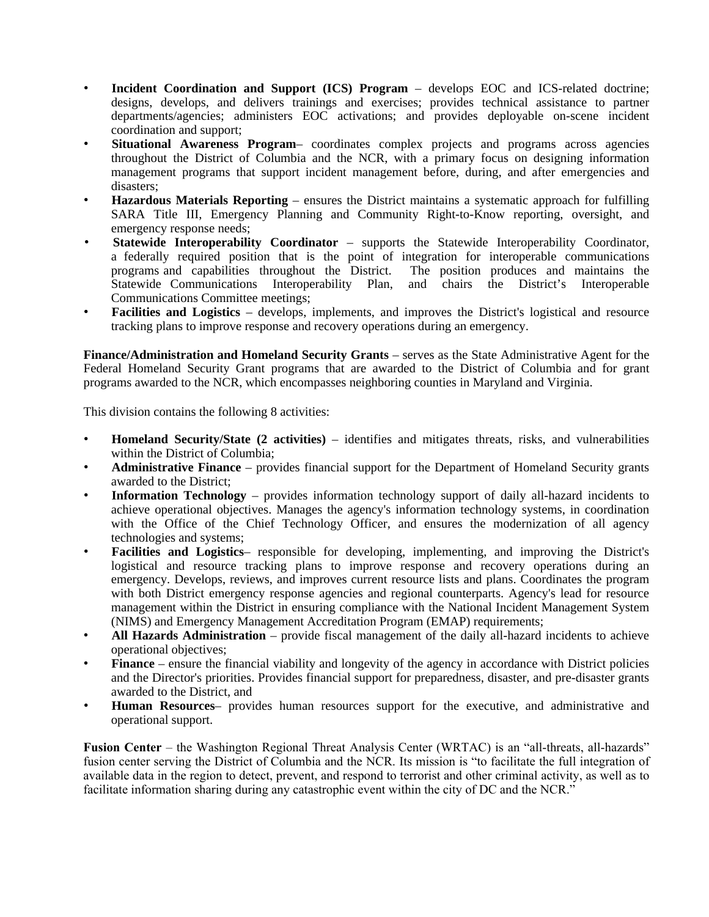- **Incident Coordination and Support (ICS) Program** – develops EOC and ICS-related doctrine; designs, develops, and delivers trainings and exercises; provides technical assistance to partner departments/agencies; administers EOC activations; and provides deployable on-scene incident coordination and support;
- **Situational Awareness Program**– coordinates complex projects and programs across agencies throughout the District of Columbia and the NCR, with a primary focus on designing information management programs that support incident management before, during, and after emergencies and disasters;
- **Hazardous Materials Reporting** – ensures the District maintains a systematic approach for fulfilling SARA Title III, Emergency Planning and Community Right-to-Know reporting, oversight, and emergency response needs;
- **Statewide Interoperability Coordinator** – supports the Statewide Interoperability Coordinator, a federally required position that is the point of integration for interoperable communications programs and capabilities throughout the District. The position produces and maintains the Statewide Communications Interoperability Plan, and chairs the District's Interoperable Communications Committee meetings;
- **Facilities and Logistics** – develops, implements, and improves the District's logistical and resource tracking plans to improve response and recovery operations during an emergency.

**Finance/Administration and Homeland Security Grants** – serves as the State Administrative Agent for the Federal Homeland Security Grant programs that are awarded to the District of Columbia and for grant programs awarded to the NCR, which encompasses neighboring counties in Maryland and Virginia.

This division contains the following 8 activities:

- **Homeland Security/State (2 activities)** – identifies and mitigates threats, risks, and vulnerabilities within the District of Columbia;
- **Administrative Finance** – provides financial support for the Department of Homeland Security grants awarded to the District;
- **Information Technology** – provides information technology support of daily all-hazard incidents to achieve operational objectives. Manages the agency's information technology systems, in coordination with the Office of the Chief Technology Officer, and ensures the modernization of all agency technologies and systems;
- **Facilities and Logistics**– responsible for developing, implementing, and improving the District's logistical and resource tracking plans to improve response and recovery operations during an emergency. Develops, reviews, and improves current resource lists and plans. Coordinates the program with both District emergency response agencies and regional counterparts. Agency's lead for resource management within the District in ensuring compliance with the National Incident Management System (NIMS) and Emergency Management Accreditation Program (EMAP) requirements;
- **All Hazards Administration** – provide fiscal management of the daily all-hazard incidents to achieve operational objectives;
- **Finance** – ensure the financial viability and longevity of the agency in accordance with District policies and the Director's priorities. Provides financial support for preparedness, disaster, and pre-disaster grants awarded to the District, and
- **Human Resources**– provides human resources support for the executive, and administrative and operational support.

**Fusion Center** – the Washington Regional Threat Analysis Center (WRTAC) is an "all-threats, all-hazards" fusion center serving the District of Columbia and the NCR. Its mission is "to facilitate the full integration of available data in the region to detect, prevent, and respond to terrorist and other criminal activity, as well as to facilitate information sharing during any catastrophic event within the city of DC and the NCR."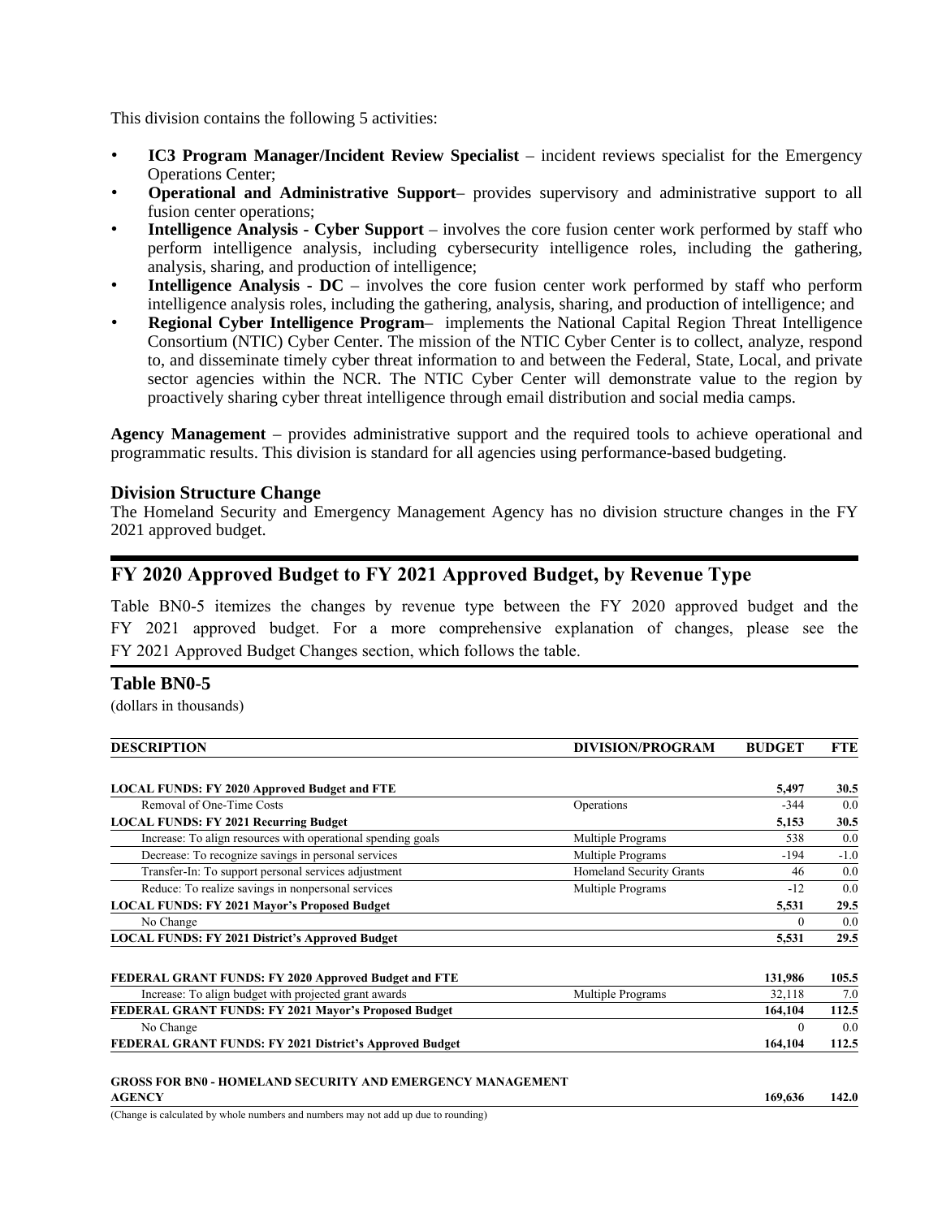This division contains the following 5 activities:

- **IC3 Program Manager/Incident Review Specialist** – incident reviews specialist for the Emergency Operations Center;
- **Operational and Administrative Support**– provides supervisory and administrative support to all fusion center operations;
- **Intelligence Analysis - Cyber Support** – involves the core fusion center work performed by staff who perform intelligence analysis, including cybersecurity intelligence roles, including the gathering, analysis, sharing, and production of intelligence;
- **Intelligence Analysis - DC** – involves the core fusion center work performed by staff who perform intelligence analysis roles, including the gathering, analysis, sharing, and production of intelligence; and
- **Regional Cyber Intelligence Program**– implements the National Capital Region Threat Intelligence Consortium (NTIC) Cyber Center. The mission of the NTIC Cyber Center is to collect, analyze, respond to, and disseminate timely cyber threat information to and between the Federal, State, Local, and private sector agencies within the NCR. The NTIC Cyber Center will demonstrate value to the region by proactively sharing cyber threat intelligence through email distribution and social media camps.

**Agency Management** – provides administrative support and the required tools to achieve operational and programmatic results. This division is standard for all agencies using performance-based budgeting.

### Division Structure Change

The Homeland Security and Emergency Management Agency has no division structure changes in the FY 2021 approved budget.

## FY 2020 Approved Budget to FY 2021 Approved Budget, by Revenue Type

Table BN0-5 itemizes the changes by revenue type between the FY 2020 approved budget and the FY 2021 approved budget. For a more comprehensive explanation of changes, please see the FY 2021 Approved Budget Changes section, which follows the table.

### Table BN0-5

(dollars in thousands)

| DESCRIPTION | DIVISION/PROGRAM | BUDGET | FTE |
|---|---|---|---|
| **LOCAL FUNDS: FY 2020 Approved Budget and FTE** | | **5,497** | **30.5** |
| Removal of One-Time Costs | Operations | -344 | 0.0 |
| **LOCAL FUNDS: FY 2021 Recurring Budget** | | **5,153** | **30.5** |
| Increase: To align resources with operational spending goals | Multiple Programs | 538 | 0.0 |
| Decrease: To recognize savings in personal services | Multiple Programs | -194 | -1.0 |
| Transfer-In: To support personal services adjustment | Homeland Security Grants | 46 | 0.0 |
| Reduce: To realize savings in nonpersonal services | Multiple Programs | -12 | 0.0 |
| **LOCAL FUNDS: FY 2021 Mayor's Proposed Budget** | | **5,531** | **29.5** |
| No Change | | 0 | 0.0 |
| **LOCAL FUNDS: FY 2021 District's Approved Budget** | | **5,531** | **29.5** |
| | | | |
| **FEDERAL GRANT FUNDS: FY 2020 Approved Budget and FTE** | | **131,986** | **105.5** |
| Increase: To align budget with projected grant awards | Multiple Programs | 32,118 | 7.0 |
| **FEDERAL GRANT FUNDS: FY 2021 Mayor's Proposed Budget** | | **164,104** | **112.5** |
| No Change | | 0 | 0.0 |
| **FEDERAL GRANT FUNDS: FY 2021 District's Approved Budget** | | **164,104** | **112.5** |
| | | | |
| **GROSS FOR BN0 - HOMELAND SECURITY AND EMERGENCY MANAGEMENT AGENCY** | | **169,636** | **142.0** |

(Change is calculated by whole numbers and numbers may not add up due to rounding)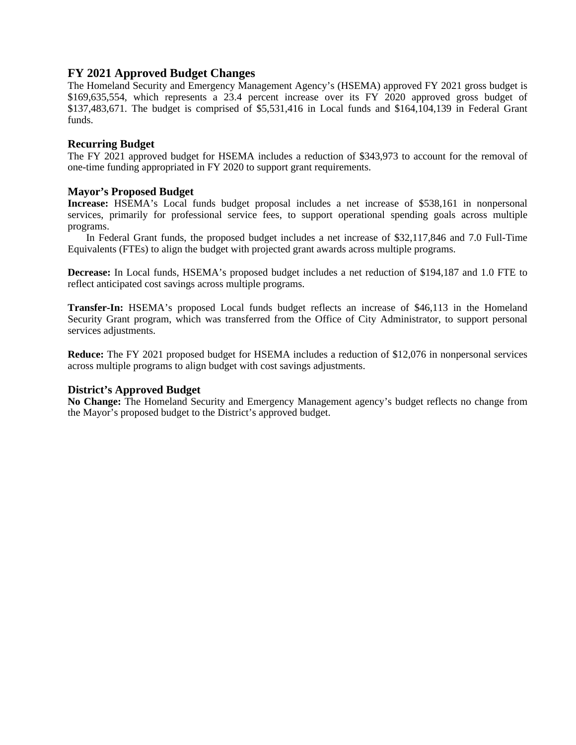## FY 2021 Approved Budget Changes

The Homeland Security and Emergency Management Agency's (HSEMA) approved FY 2021 gross budget is $169,635,554, which represents a 23.4 percent increase over its FY 2020 approved gross budget of $137,483,671. The budget is comprised of $5,531,416 in Local funds and $164,104,139 in Federal Grant funds.

### Recurring Budget

The FY 2021 approved budget for HSEMA includes a reduction of $343,973 to account for the removal of one-time funding appropriated in FY 2020 to support grant requirements.

### Mayor's Proposed Budget

**Increase:** HSEMA's Local funds budget proposal includes a net increase of $538,161 in nonpersonal services, primarily for professional service fees, to support operational spending goals across multiple programs.

In Federal Grant funds, the proposed budget includes a net increase of $32,117,846 and 7.0 Full-Time Equivalents (FTEs) to align the budget with projected grant awards across multiple programs.

**Decrease:** In Local funds, HSEMA's proposed budget includes a net reduction of $194,187 and 1.0 FTE to reflect anticipated cost savings across multiple programs.

**Transfer-In:** HSEMA's proposed Local funds budget reflects an increase of $46,113 in the Homeland Security Grant program, which was transferred from the Office of City Administrator, to support personal services adjustments.

**Reduce:** The FY 2021 proposed budget for HSEMA includes a reduction of $12,076 in nonpersonal services across multiple programs to align budget with cost savings adjustments.

### District's Approved Budget

**No Change:** The Homeland Security and Emergency Management agency's budget reflects no change from the Mayor's proposed budget to the District's approved budget.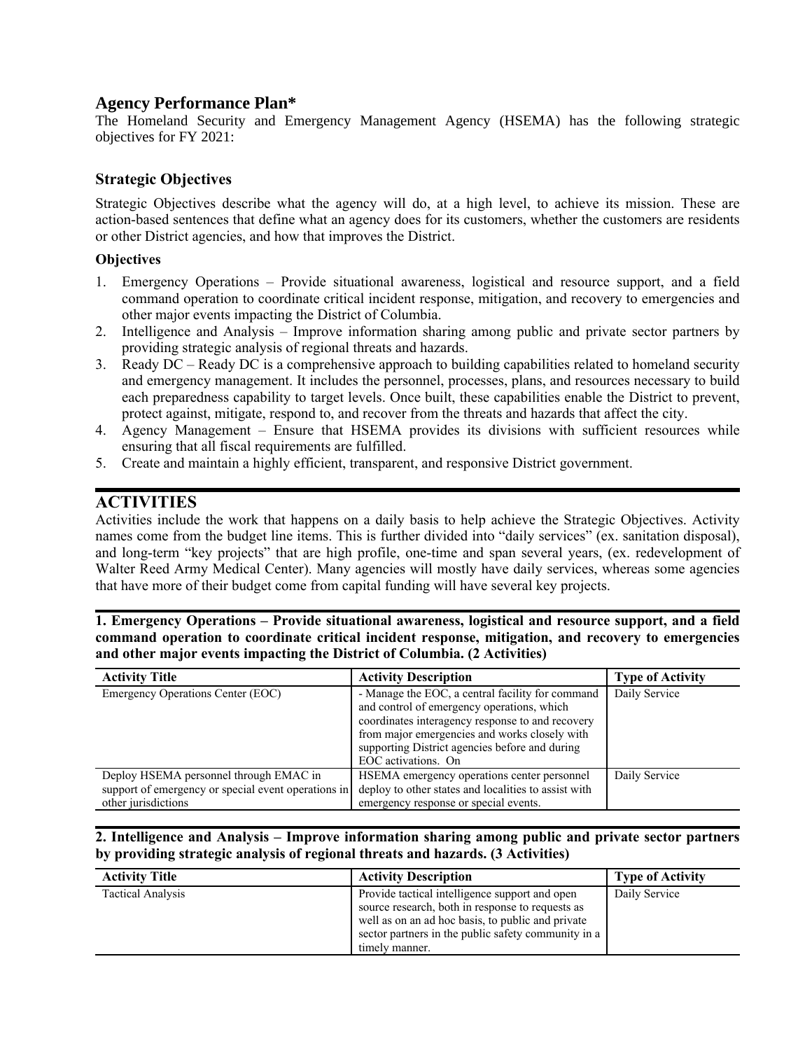## Agency Performance Plan*

The Homeland Security and Emergency Management Agency (HSEMA) has the following strategic objectives for FY 2021:

### Strategic Objectives

Strategic Objectives describe what the agency will do, at a high level, to achieve its mission. These are action-based sentences that define what an agency does for its customers, whether the customers are residents or other District agencies, and how that improves the District.

**Objectives**

1. Emergency Operations – Provide situational awareness, logistical and resource support, and a field command operation to coordinate critical incident response, mitigation, and recovery to emergencies and other major events impacting the District of Columbia.
2. Intelligence and Analysis – Improve information sharing among public and private sector partners by providing strategic analysis of regional threats and hazards.
3. Ready DC – Ready DC is a comprehensive approach to building capabilities related to homeland security and emergency management. It includes the personnel, processes, plans, and resources necessary to build each preparedness capability to target levels. Once built, these capabilities enable the District to prevent, protect against, mitigate, respond to, and recover from the threats and hazards that affect the city.
4. Agency Management – Ensure that HSEMA provides its divisions with sufficient resources while ensuring that all fiscal requirements are fulfilled.
5. Create and maintain a highly efficient, transparent, and responsive District government.

## ACTIVITIES

Activities include the work that happens on a daily basis to help achieve the Strategic Objectives. Activity names come from the budget line items. This is further divided into "daily services" (ex. sanitation disposal), and long-term "key projects" that are high profile, one-time and span several years, (ex. redevelopment of Walter Reed Army Medical Center). Many agencies will mostly have daily services, whereas some agencies that have more of their budget come from capital funding will have several key projects.

**1. Emergency Operations – Provide situational awareness, logistical and resource support, and a field command operation to coordinate critical incident response, mitigation, and recovery to emergencies and other major events impacting the District of Columbia. (2 Activities)**

| Activity Title | Activity Description | Type of Activity |
|---|---|---|
| Emergency Operations Center (EOC) | - Manage the EOC, a central facility for command and control of emergency operations, which coordinates interagency response to and recovery from major emergencies and works closely with supporting District agencies before and during EOC activations. On | Daily Service |
| Deploy HSEMA personnel through EMAC in support of emergency or special event operations in other jurisdictions | HSEMA emergency operations center personnel deploy to other states and localities to assist with emergency response or special events. | Daily Service |

**2. Intelligence and Analysis – Improve information sharing among public and private sector partners by providing strategic analysis of regional threats and hazards. (3 Activities)**

| Activity Title | Activity Description | Type of Activity |
|---|---|---|
| Tactical Analysis | Provide tactical intelligence support and open source research, both in response to requests as well as on an ad hoc basis, to public and private sector partners in the public safety community in a timely manner. | Daily Service |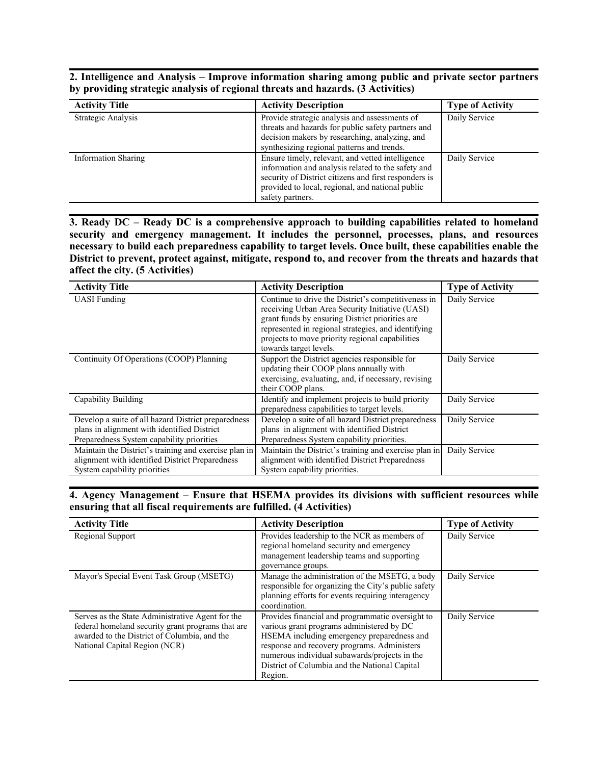**2. Intelligence and Analysis – Improve information sharing among public and private sector partners by providing strategic analysis of regional threats and hazards. (3 Activities)**

| Activity Title | Activity Description | Type of Activity |
|---|---|---|
| Strategic Analysis | Provide strategic analysis and assessments of threats and hazards for public safety partners and decision makers by researching, analyzing, and synthesizing regional patterns and trends. | Daily Service |
| Information Sharing | Ensure timely, relevant, and vetted intelligence information and analysis related to the safety and security of District citizens and first responders is provided to local, regional, and national public safety partners. | Daily Service |

**3. Ready DC – Ready DC is a comprehensive approach to building capabilities related to homeland security and emergency management. It includes the personnel, processes, plans, and resources necessary to build each preparedness capability to target levels. Once built, these capabilities enable the District to prevent, protect against, mitigate, respond to, and recover from the threats and hazards that affect the city. (5 Activities)**

| Activity Title | Activity Description | Type of Activity |
|---|---|---|
| UASI Funding | Continue to drive the District's competitiveness in receiving Urban Area Security Initiative (UASI) grant funds by ensuring District priorities are represented in regional strategies, and identifying projects to move priority regional capabilities towards target levels. | Daily Service |
| Continuity Of Operations (COOP) Planning | Support the District agencies responsible for updating their COOP plans annually with exercising, evaluating, and, if necessary, revising their COOP plans. | Daily Service |
| Capability Building | Identify and implement projects to build priority preparedness capabilities to target levels. | Daily Service |
| Develop a suite of all hazard District preparedness plans in alignment with identified District Preparedness System capability priorities | Develop a suite of all hazard District preparedness plans in alignment with identified District Preparedness System capability priorities. | Daily Service |
| Maintain the District's training and exercise plan in alignment with identified District Preparedness System capability priorities | Maintain the District's training and exercise plan in alignment with identified District Preparedness System capability priorities. | Daily Service |

**4. Agency Management – Ensure that HSEMA provides its divisions with sufficient resources while ensuring that all fiscal requirements are fulfilled. (4 Activities)**

| Activity Title | Activity Description | Type of Activity |
|---|---|---|
| Regional Support | Provides leadership to the NCR as members of regional homeland security and emergency management leadership teams and supporting governance groups. | Daily Service |
| Mayor's Special Event Task Group (MSETG) | Manage the administration of the MSETG, a body responsible for organizing the City's public safety planning efforts for events requiring interagency coordination. | Daily Service |
| Serves as the State Administrative Agent for the federal homeland security grant programs that are awarded to the District of Columbia, and the National Capital Region (NCR) | Provides financial and programmatic oversight to various grant programs administered by DC HSEMA including emergency preparedness and response and recovery programs. Administers numerous individual subawards/projects in the District of Columbia and the National Capital Region. | Daily Service |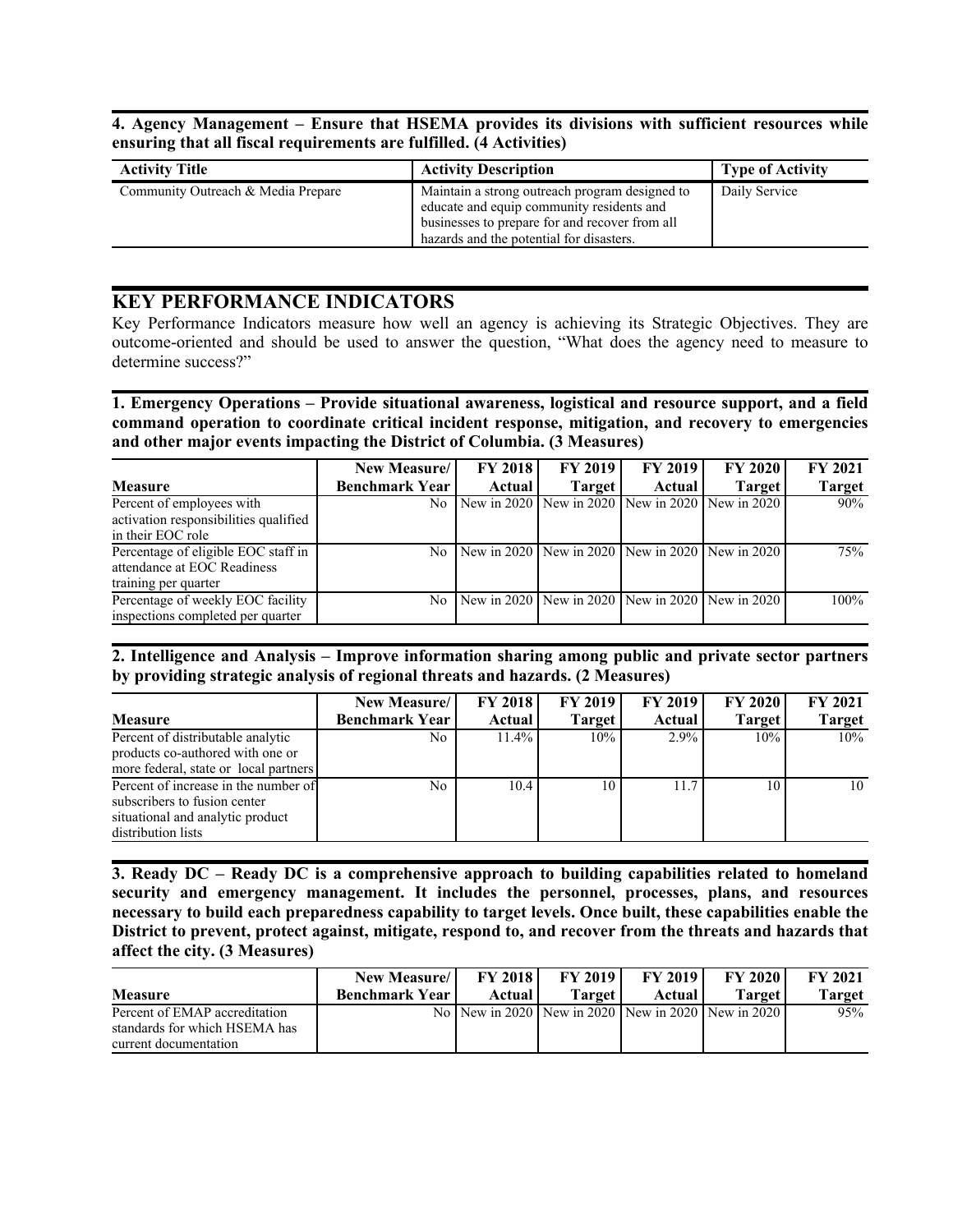**4. Agency Management – Ensure that HSEMA provides its divisions with sufficient resources while ensuring that all fiscal requirements are fulfilled. (4 Activities)**

| Activity Title | Activity Description | Type of Activity |
|---|---|---|
| Community Outreach & Media Prepare | Maintain a strong outreach program designed to educate and equip community residents and businesses to prepare for and recover from all hazards and the potential for disasters. | Daily Service |

## KEY PERFORMANCE INDICATORS

Key Performance Indicators measure how well an agency is achieving its Strategic Objectives. They are outcome-oriented and should be used to answer the question, "What does the agency need to measure to determine success?"

**1. Emergency Operations – Provide situational awareness, logistical and resource support, and a field command operation to coordinate critical incident response, mitigation, and recovery to emergencies and other major events impacting the District of Columbia. (3 Measures)**

| Measure | New Measure/ Benchmark Year | FY 2018 Actual | FY 2019 Target | FY 2019 Actual | FY 2020 Target | FY 2021 Target |
|---|---|---|---|---|---|---|
| Percent of employees with activation responsibilities qualified in their EOC role | No | New in 2020 | New in 2020 | New in 2020 | New in 2020 | 90% |
| Percentage of eligible EOC staff in attendance at EOC Readiness training per quarter | No | New in 2020 | New in 2020 | New in 2020 | New in 2020 | 75% |
| Percentage of weekly EOC facility inspections completed per quarter | No | New in 2020 | New in 2020 | New in 2020 | New in 2020 | 100% |

**2. Intelligence and Analysis – Improve information sharing among public and private sector partners by providing strategic analysis of regional threats and hazards. (2 Measures)**

| Measure | New Measure/ Benchmark Year | FY 2018 Actual | FY 2019 Target | FY 2019 Actual | FY 2020 Target | FY 2021 Target |
|---|---|---|---|---|---|---|
| Percent of distributable analytic products co-authored with one or more federal, state or local partners | No | 11.4% | 10% | 2.9% | 10% | 10% |
| Percent of increase in the number of subscribers to fusion center situational and analytic product distribution lists | No | 10.4 | 10 | 11.7 | 10 | 10 |

**3. Ready DC – Ready DC is a comprehensive approach to building capabilities related to homeland security and emergency management. It includes the personnel, processes, plans, and resources necessary to build each preparedness capability to target levels. Once built, these capabilities enable the District to prevent, protect against, mitigate, respond to, and recover from the threats and hazards that affect the city. (3 Measures)**

| Measure | New Measure/ Benchmark Year | FY 2018 Actual | FY 2019 Target | FY 2019 Actual | FY 2020 Target | FY 2021 Target |
|---|---|---|---|---|---|---|
| Percent of EMAP accreditation standards for which HSEMA has current documentation | No | New in 2020 | New in 2020 | New in 2020 | New in 2020 | 95% |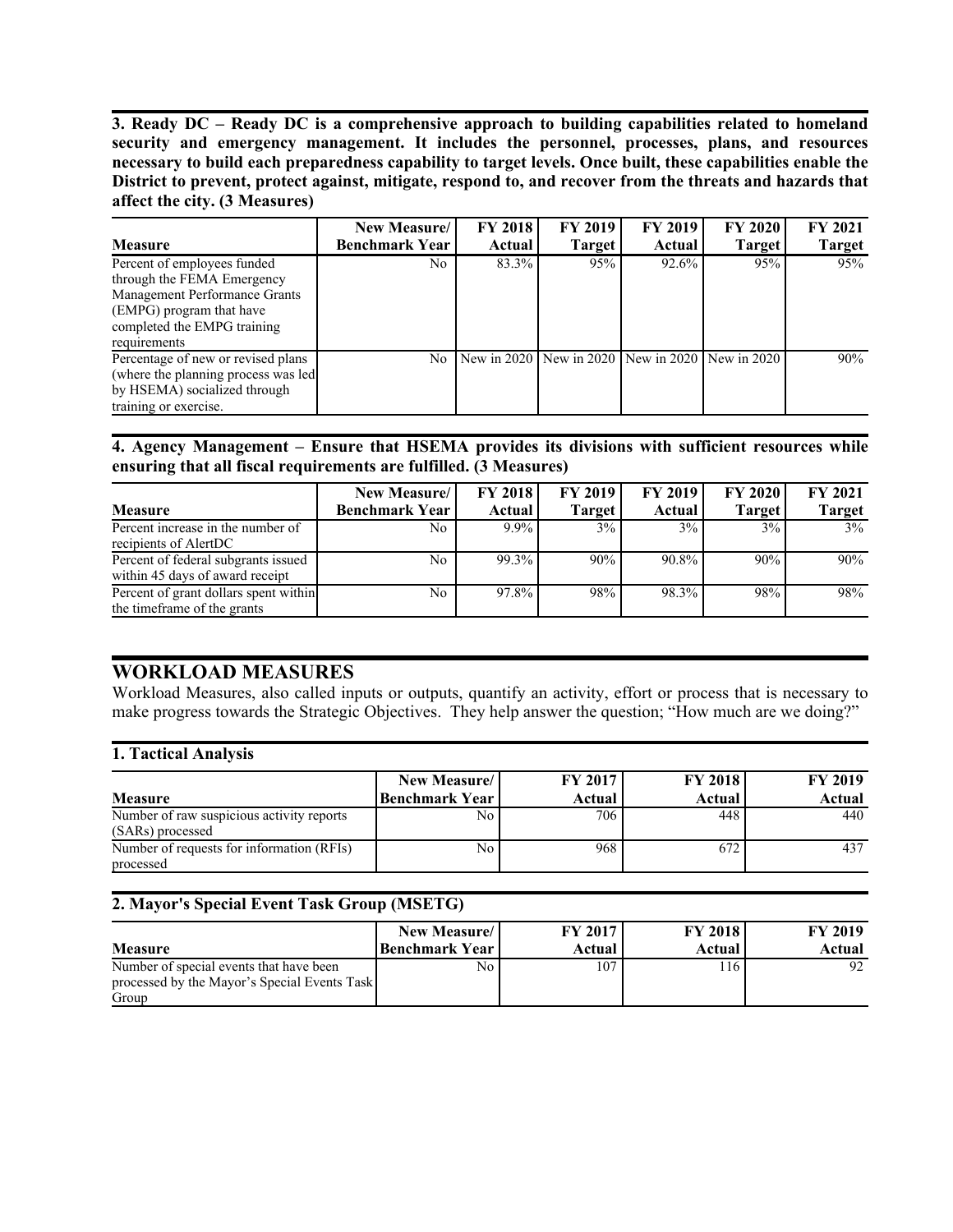**3. Ready DC – Ready DC is a comprehensive approach to building capabilities related to homeland security and emergency management. It includes the personnel, processes, plans, and resources necessary to build each preparedness capability to target levels. Once built, these capabilities enable the District to prevent, protect against, mitigate, respond to, and recover from the threats and hazards that affect the city. (3 Measures)**

| Measure | New Measure/ Benchmark Year | FY 2018 Actual | FY 2019 Target | FY 2019 Actual | FY 2020 Target | FY 2021 Target |
|---|---|---|---|---|---|---|
| Percent of employees funded through the FEMA Emergency Management Performance Grants (EMPG) program that have completed the EMPG training requirements | No | 83.3% | 95% | 92.6% | 95% | 95% |
| Percentage of new or revised plans (where the planning process was led by HSEMA) socialized through training or exercise. | No | New in 2020 | New in 2020 | New in 2020 | New in 2020 | 90% |

**4. Agency Management – Ensure that HSEMA provides its divisions with sufficient resources while ensuring that all fiscal requirements are fulfilled. (3 Measures)**

| Measure | New Measure/ Benchmark Year | FY 2018 Actual | FY 2019 Target | FY 2019 Actual | FY 2020 Target | FY 2021 Target |
|---|---|---|---|---|---|---|
| Percent increase in the number of recipients of AlertDC | No | 9.9% | 3% | 3% | 3% | 3% |
| Percent of federal subgrants issued within 45 days of award receipt | No | 99.3% | 90% | 90.8% | 90% | 90% |
| Percent of grant dollars spent within the timeframe of the grants | No | 97.8% | 98% | 98.3% | 98% | 98% |

## WORKLOAD MEASURES

Workload Measures, also called inputs or outputs, quantify an activity, effort or process that is necessary to make progress towards the Strategic Objectives. They help answer the question; "How much are we doing?"

**1. Tactical Analysis**

| Measure | New Measure/ Benchmark Year | FY 2017 Actual | FY 2018 Actual | FY 2019 Actual |
|---|---|---|---|---|
| Number of raw suspicious activity reports (SARs) processed | No | 706 | 448 | 440 |
| Number of requests for information (RFIs) processed | No | 968 | 672 | 437 |

**2. Mayor's Special Event Task Group (MSETG)**

| Measure | New Measure/ Benchmark Year | FY 2017 Actual | FY 2018 Actual | FY 2019 Actual |
|---|---|---|---|---|
| Number of special events that have been processed by the Mayor's Special Events Task Group | No | 107 | 116 | 92 |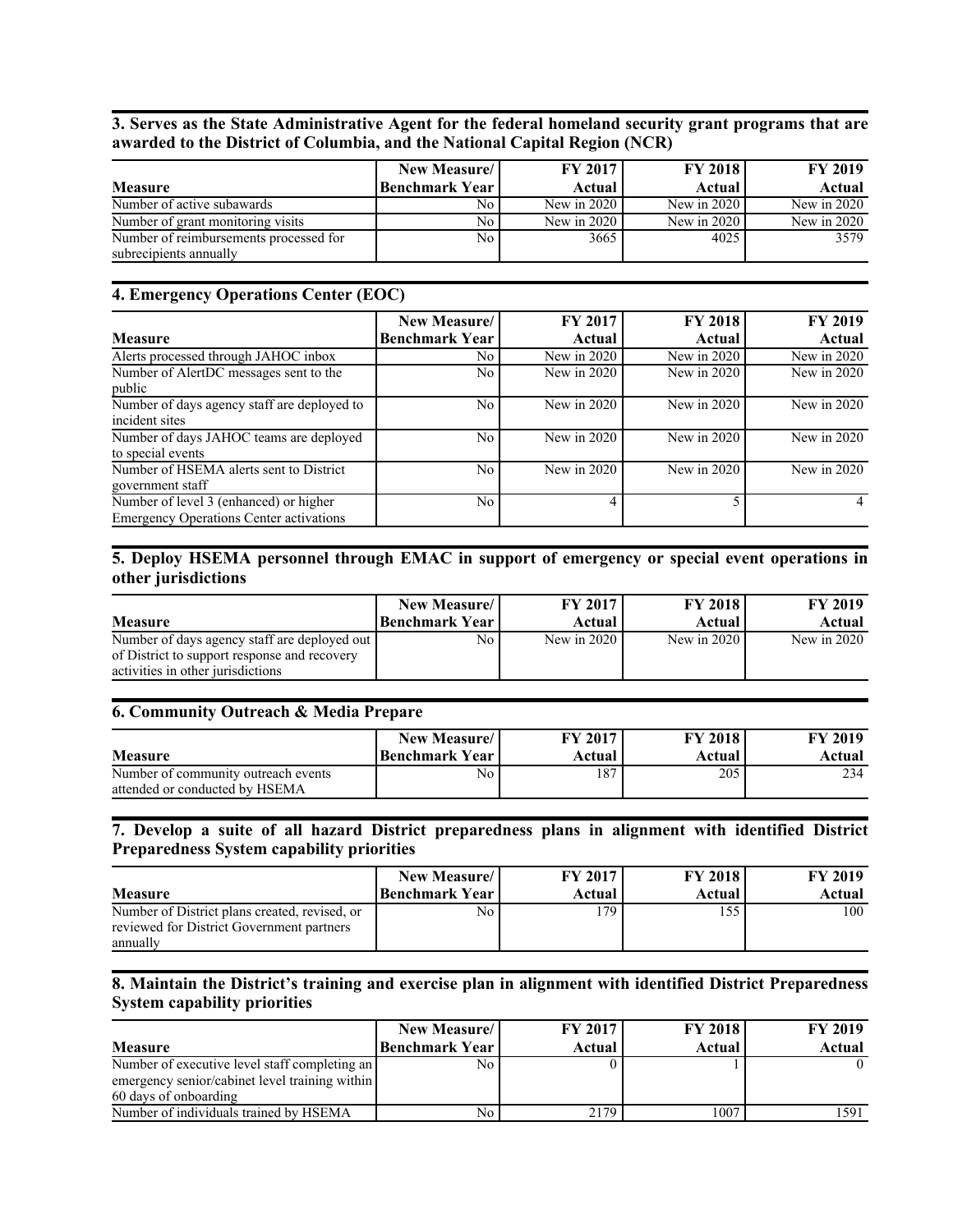### 3. Serves as the State Administrative Agent for the federal homeland security grant programs that are awarded to the District of Columbia, and the National Capital Region (NCR)

| Measure | New Measure/ Benchmark Year | FY 2017 Actual | FY 2018 Actual | FY 2019 Actual |
|---|---|---|---|---|
| Number of active subawards | No | New in 2020 | New in 2020 | New in 2020 |
| Number of grant monitoring visits | No | New in 2020 | New in 2020 | New in 2020 |
| Number of reimbursements processed for subrecipients annually | No | 3665 | 4025 | 3579 |

### 4. Emergency Operations Center (EOC)

| Measure | New Measure/ Benchmark Year | FY 2017 Actual | FY 2018 Actual | FY 2019 Actual |
|---|---|---|---|---|
| Alerts processed through JAHOC inbox | No | New in 2020 | New in 2020 | New in 2020 |
| Number of AlertDC messages sent to the public | No | New in 2020 | New in 2020 | New in 2020 |
| Number of days agency staff are deployed to incident sites | No | New in 2020 | New in 2020 | New in 2020 |
| Number of days JAHOC teams are deployed to special events | No | New in 2020 | New in 2020 | New in 2020 |
| Number of HSEMA alerts sent to District government staff | No | New in 2020 | New in 2020 | New in 2020 |
| Number of level 3 (enhanced) or higher Emergency Operations Center activations | No | 4 | 5 | 4 |

### 5. Deploy HSEMA personnel through EMAC in support of emergency or special event operations in other jurisdictions

| Measure | New Measure/ Benchmark Year | FY 2017 Actual | FY 2018 Actual | FY 2019 Actual |
|---|---|---|---|---|
| Number of days agency staff are deployed out of District to support response and recovery activities in other jurisdictions | No | New in 2020 | New in 2020 | New in 2020 |

### 6. Community Outreach & Media Prepare

| Measure | New Measure/ Benchmark Year | FY 2017 Actual | FY 2018 Actual | FY 2019 Actual |
|---|---|---|---|---|
| Number of community outreach events attended or conducted by HSEMA | No | 187 | 205 | 234 |

### 7. Develop a suite of all hazard District preparedness plans in alignment with identified District Preparedness System capability priorities

| Measure | New Measure/ Benchmark Year | FY 2017 Actual | FY 2018 Actual | FY 2019 Actual |
|---|---|---|---|---|
| Number of District plans created, revised, or reviewed for District Government partners annually | No | 179 | 155 | 100 |

### 8. Maintain the District's training and exercise plan in alignment with identified District Preparedness System capability priorities

| Measure | New Measure/ Benchmark Year | FY 2017 Actual | FY 2018 Actual | FY 2019 Actual |
|---|---|---|---|---|
| Number of executive level staff completing an emergency senior/cabinet level training within 60 days of onboarding | No | 0 | 1 | 0 |
| Number of individuals trained by HSEMA | No | 2179 | 1007 | 1591 |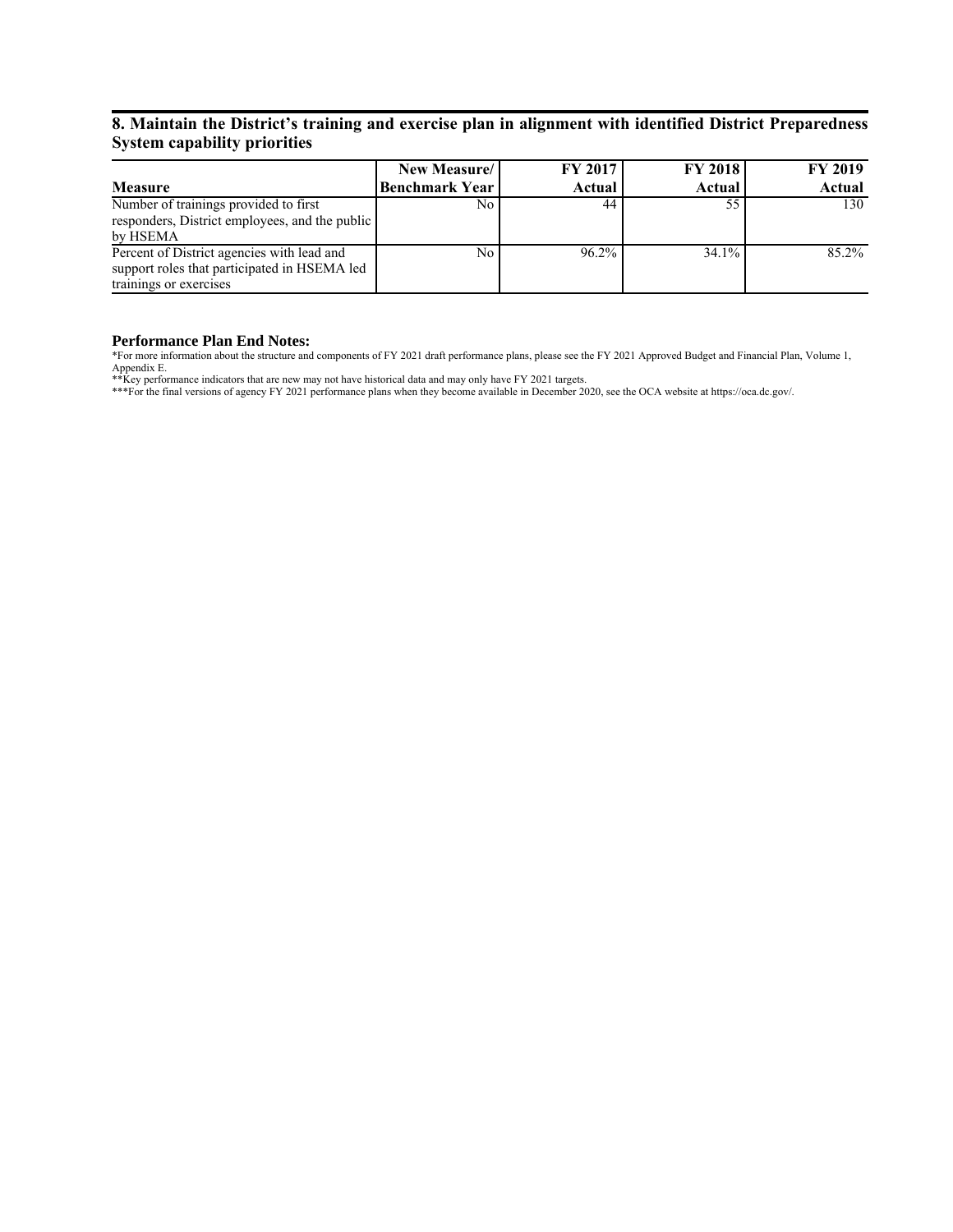## 8. Maintain the District's training and exercise plan in alignment with identified District Preparedness System capability priorities

| Measure | New Measure/ Benchmark Year | FY 2017 Actual | FY 2018 Actual | FY 2019 Actual |
|---|---|---|---|---|
| Number of trainings provided to first responders, District employees, and the public by HSEMA | No | 44 | 55 | 130 |
| Percent of District agencies with lead and support roles that participated in HSEMA led trainings or exercises | No | 96.2% | 34.1% | 85.2% |

**Performance Plan End Notes:**

*For more information about the structure and components of FY 2021 draft performance plans, please see the FY 2021 Approved Budget and Financial Plan, Volume 1, Appendix E.

**Key performance indicators that are new may not have historical data and may only have FY 2021 targets.

***For the final versions of agency FY 2021 performance plans when they become available in December 2020, see the OCA website at https://oca.dc.gov/.